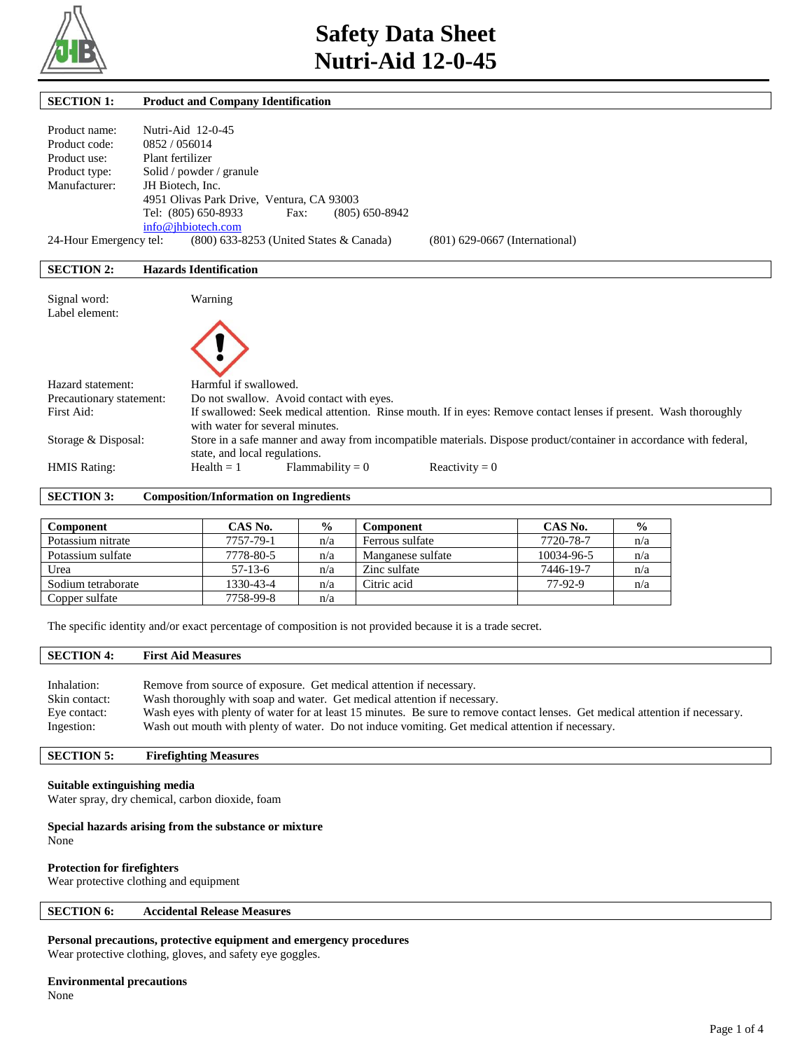# Safety Data Sheet
# Nutri-Aid 12-0-45

## SECTION 1: Product and Company Identification

Product name: Nutri-Aid 12-0-45
Product code: 0852 / 056014
Product use: Plant fertilizer
Product type: Solid / powder / granule
Manufacturer: JH Biotech, Inc.
4951 Olivas Park Drive, Ventura, CA 93003
Tel: (805) 650-8933 Fax: (805) 650-8942
info@jhbiotech.com
24-Hour Emergency tel: (800) 633-8253 (United States & Canada) (801) 629-0667 (International)

## SECTION 2: Hazards Identification

Signal word: Warning
Label element:

Hazard statement: Harmful if swallowed.
Precautionary statement: Do not swallow. Avoid contact with eyes.
First Aid: If swallowed: Seek medical attention. Rinse mouth. If in eyes: Remove contact lenses if present. Wash thoroughly with water for several minutes.
Storage & Disposal: Store in a safe manner and away from incompatible materials. Dispose product/container in accordance with federal, state, and local regulations.
HMIS Rating: Health = 1 Flammability = 0 Reactivity = 0

## SECTION 3: Composition/Information on Ingredients

| Component | CAS No. | % | Component | CAS No. | % |
|---|---|---|---|---|---|
| Potassium nitrate | 7757-79-1 | n/a | Ferrous sulfate | 7720-78-7 | n/a |
| Potassium sulfate | 7778-80-5 | n/a | Manganese sulfate | 10034-96-5 | n/a |
| Urea | 57-13-6 | n/a | Zinc sulfate | 7446-19-7 | n/a |
| Sodium tetraborate | 1330-43-4 | n/a | Citric acid | 77-92-9 | n/a |
| Copper sulfate | 7758-99-8 | n/a | | | |

The specific identity and/or exact percentage of composition is not provided because it is a trade secret.

## SECTION 4: First Aid Measures

Inhalation: Remove from source of exposure. Get medical attention if necessary.
Skin contact: Wash thoroughly with soap and water. Get medical attention if necessary.
Eye contact: Wash eyes with plenty of water for at least 15 minutes. Be sure to remove contact lenses. Get medical attention if necessary.
Ingestion: Wash out mouth with plenty of water. Do not induce vomiting. Get medical attention if necessary.

## SECTION 5: Firefighting Measures

**Suitable extinguishing media**
Water spray, dry chemical, carbon dioxide, foam

**Special hazards arising from the substance or mixture**
None

**Protection for firefighters**
Wear protective clothing and equipment

## SECTION 6: Accidental Release Measures

**Personal precautions, protective equipment and emergency procedures**
Wear protective clothing, gloves, and safety eye goggles.

**Environmental precautions**
None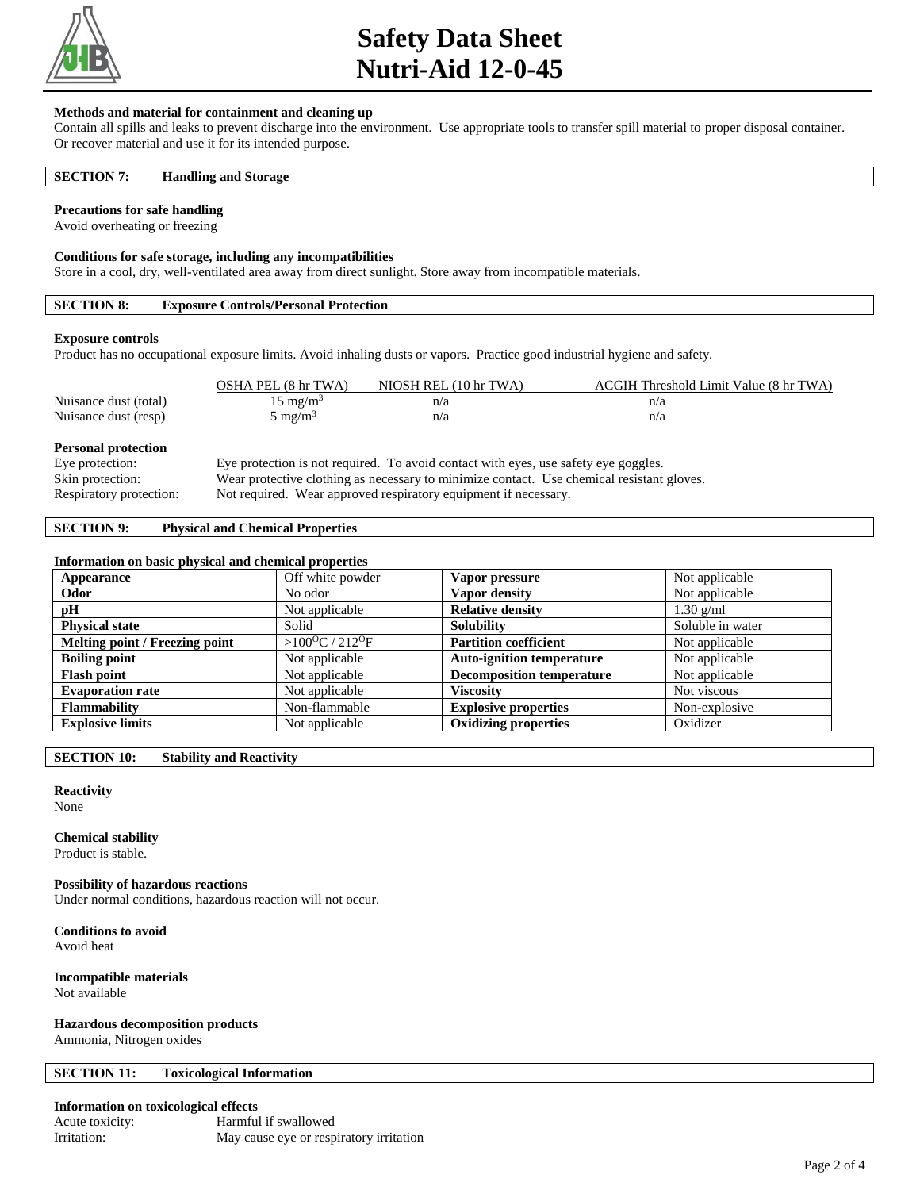# Safety Data Sheet
# Nutri-Aid 12-0-45

**Methods and material for containment and cleaning up**

Contain all spills and leaks to prevent discharge into the environment. Use appropriate tools to transfer spill material to proper disposal container. Or recover material and use it for its intended purpose.

## SECTION 7: Handling and Storage

**Precautions for safe handling**

Avoid overheating or freezing

**Conditions for safe storage, including any incompatibilities**

Store in a cool, dry, well-ventilated area away from direct sunlight. Store away from incompatible materials.

## SECTION 8: Exposure Controls/Personal Protection

**Exposure controls**

Product has no occupational exposure limits. Avoid inhaling dusts or vapors. Practice good industrial hygiene and safety.

| | OSHA PEL (8 hr TWA) | NIOSH REL (10 hr TWA) | ACGIH Threshold Limit Value (8 hr TWA) |
|---|---|---|---|
| Nuisance dust (total) | 15 $mg/m^3$ | n/a | n/a |
| Nuisance dust (resp) | 5 $mg/m^3$ | n/a | n/a |

**Personal protection**

| | |
|---|---|
| Eye protection: | Eye protection is not required. To avoid contact with eyes, use safety eye goggles. |
| Skin protection: | Wear protective clothing as necessary to minimize contact. Use chemical resistant gloves. |
| Respiratory protection: | Not required. Wear approved respiratory equipment if necessary. |

## SECTION 9: Physical and Chemical Properties

**Information on basic physical and chemical properties**

| | | | |
|---|---|---|---|
| **Appearance** | Off white powder | **Vapor pressure** | Not applicable |
| **Odor** | No odor | **Vapor density** | Not applicable |
| **pH** | Not applicable | **Relative density** | 1.30 g/ml |
| **Physical state** | Solid | **Solubility** | Soluble in water |
| **Melting point / Freezing point** | >100$^{O}$C / 212$^{O}$F | **Partition coefficient** | Not applicable |
| **Boiling point** | Not applicable | **Auto-ignition temperature** | Not applicable |
| **Flash point** | Not applicable | **Decomposition temperature** | Not applicable |
| **Evaporation rate** | Not applicable | **Viscosity** | Not viscous |
| **Flammability** | Non-flammable | **Explosive properties** | Non-explosive |
| **Explosive limits** | Not applicable | **Oxidizing properties** | Oxidizer |

## SECTION 10: Stability and Reactivity

**Reactivity**

None

**Chemical stability**

Product is stable.

**Possibility of hazardous reactions**

Under normal conditions, hazardous reaction will not occur.

**Conditions to avoid**

Avoid heat

**Incompatible materials**

Not available

**Hazardous decomposition products**

Ammonia, Nitrogen oxides

## SECTION 11: Toxicological Information

**Information on toxicological effects**

| | |
|---|---|
| Acute toxicity: | Harmful if swallowed |
| Irritation: | May cause eye or respiratory irritation |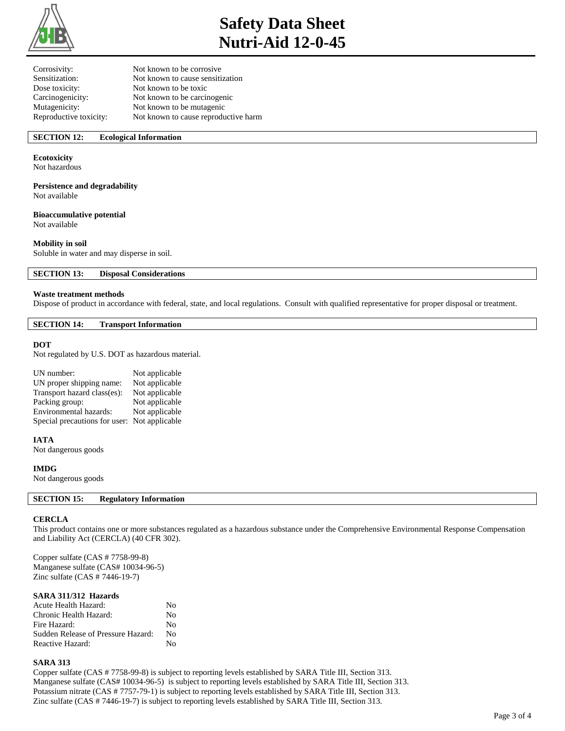| | |
|---|---|
| Corrosivity: | Not known to be corrosive |
| Sensitization: | Not known to cause sensitization |
| Dose toxicity: | Not known to be toxic |
| Carcinogenicity: | Not known to be carcinogenic |
| Mutagenicity: | Not known to be mutagenic |
| Reproductive toxicity: | Not known to cause reproductive harm |

## SECTION 12: Ecological Information

**Ecotoxicity**
Not hazardous

**Persistence and degradability**
Not available

**Bioaccumulative potential**
Not available

**Mobility in soil**
Soluble in water and may disperse in soil.

## SECTION 13: Disposal Considerations

**Waste treatment methods**
Dispose of product in accordance with federal, state, and local regulations. Consult with qualified representative for proper disposal or treatment.

## SECTION 14: Transport Information

**DOT**
Not regulated by U.S. DOT as hazardous material.

| | |
|---|---|
| UN number: | Not applicable |
| UN proper shipping name: | Not applicable |
| Transport hazard class(es): | Not applicable |
| Packing group: | Not applicable |
| Environmental hazards: | Not applicable |
| Special precautions for user: | Not applicable |

**IATA**
Not dangerous goods

**IMDG**
Not dangerous goods

## SECTION 15: Regulatory Information

**CERCLA**
This product contains one or more substances regulated as a hazardous substance under the Comprehensive Environmental Response Compensation and Liability Act (CERCLA) (40 CFR 302).

Copper sulfate (CAS # 7758-99-8)
Manganese sulfate (CAS# 10034-96-5)
Zinc sulfate (CAS # 7446-19-7)

**SARA 311/312 Hazards**

| | |
|---|---|
| Acute Health Hazard: | No |
| Chronic Health Hazard: | No |
| Fire Hazard: | No |
| Sudden Release of Pressure Hazard: | No |
| Reactive Hazard: | No |

**SARA 313**
Copper sulfate (CAS # 7758-99-8) is subject to reporting levels established by SARA Title III, Section 313.
Manganese sulfate (CAS# 10034-96-5) is subject to reporting levels established by SARA Title III, Section 313.
Potassium nitrate (CAS # 7757-79-1) is subject to reporting levels established by SARA Title III, Section 313.
Zinc sulfate (CAS # 7446-19-7) is subject to reporting levels established by SARA Title III, Section 313.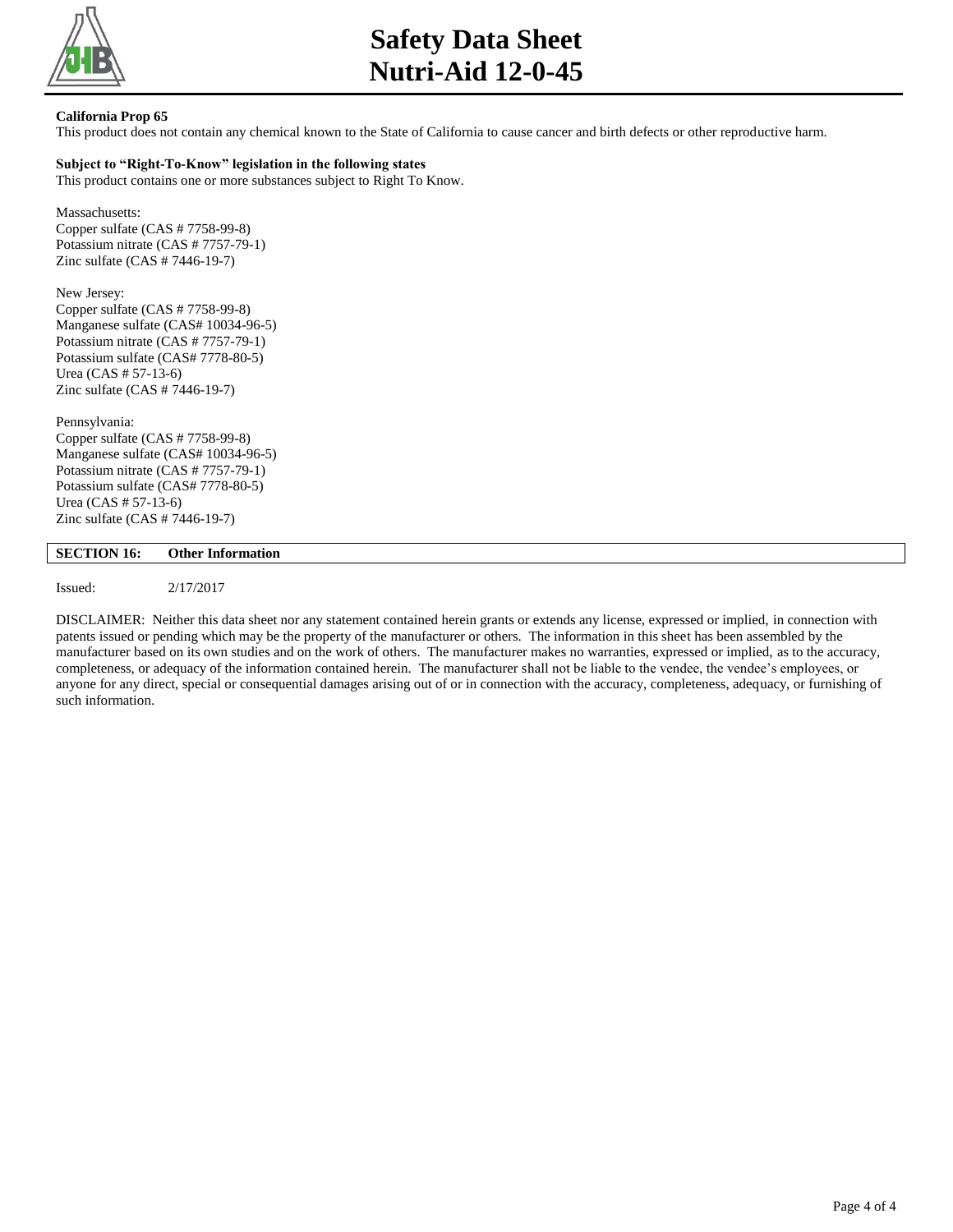**California Prop 65**

This product does not contain any chemical known to the State of California to cause cancer and birth defects or other reproductive harm.

**Subject to "Right-To-Know" legislation in the following states**

This product contains one or more substances subject to Right To Know.

Massachusetts:
Copper sulfate (CAS # 7758-99-8)
Potassium nitrate (CAS # 7757-79-1)
Zinc sulfate (CAS # 7446-19-7)

New Jersey:
Copper sulfate (CAS # 7758-99-8)
Manganese sulfate (CAS# 10034-96-5)
Potassium nitrate (CAS # 7757-79-1)
Potassium sulfate (CAS# 7778-80-5)
Urea (CAS # 57-13-6)
Zinc sulfate (CAS # 7446-19-7)

Pennsylvania:
Copper sulfate (CAS # 7758-99-8)
Manganese sulfate (CAS# 10034-96-5)
Potassium nitrate (CAS # 7757-79-1)
Potassium sulfate (CAS# 7778-80-5)
Urea (CAS # 57-13-6)
Zinc sulfate (CAS # 7446-19-7)

## SECTION 16: Other Information

Issued: 2/17/2017

DISCLAIMER: Neither this data sheet nor any statement contained herein grants or extends any license, expressed or implied, in connection with patents issued or pending which may be the property of the manufacturer or others. The information in this sheet has been assembled by the manufacturer based on its own studies and on the work of others. The manufacturer makes no warranties, expressed or implied, as to the accuracy, completeness, or adequacy of the information contained herein. The manufacturer shall not be liable to the vendee, the vendee's employees, or anyone for any direct, special or consequential damages arising out of or in connection with the accuracy, completeness, adequacy, or furnishing of such information.